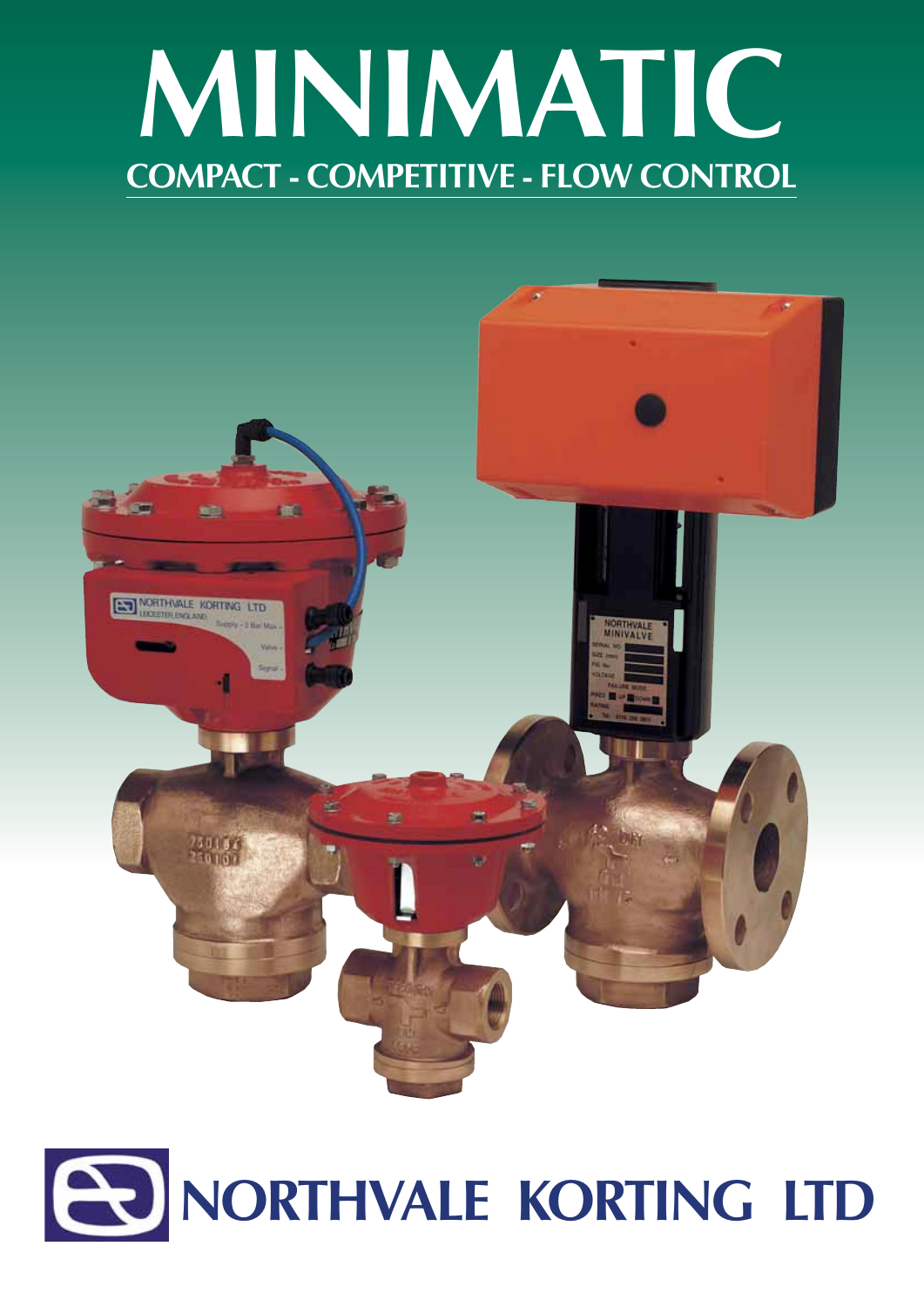# MINIMATIC

## COMPACT - COMPETITIVE - FLOW CONTROL

# NORTHVALE KORTING LTD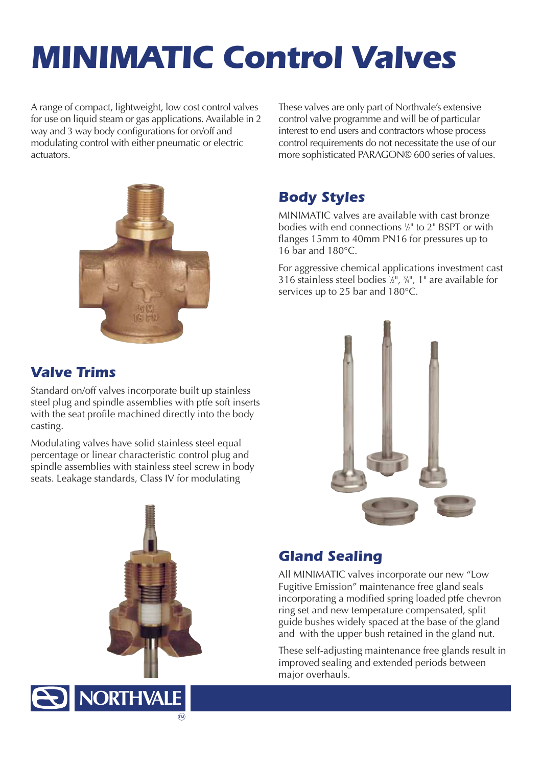# MINIMATIC Control Valves

A range of compact, lightweight, low cost control valves for use on liquid steam or gas applications. Available in 2 way and 3 way body configurations for on/off and modulating control with either pneumatic or electric actuators.

These valves are only part of Northvale's extensive control valve programme and will be of particular interest to end users and contractors whose process control requirements do not necessitate the use of our more sophisticated PARAGON® 600 series of values.

## Body Styles

MINIMATIC valves are available with cast bronze bodies with end connections ½" to 2" BSPT or with flanges 15mm to 40mm PN16 for pressures up to 16 bar and 180°C.

For aggressive chemical applications investment cast 316 stainless steel bodies ½", ¾", 1" are available for services up to 25 bar and 180°C.

## Valve Trims

Standard on/off valves incorporate built up stainless steel plug and spindle assemblies with ptfe soft inserts with the seat profile machined directly into the body casting.

Modulating valves have solid stainless steel equal percentage or linear characteristic control plug and spindle assemblies with stainless steel screw in body seats. Leakage standards, Class IV for modulating

## Gland Sealing

All MINIMATIC valves incorporate our new "Low Fugitive Emission" maintenance free gland seals incorporating a modified spring loaded ptfe chevron ring set and new temperature compensated, split guide bushes widely spaced at the base of the gland and with the upper bush retained in the gland nut.

These self-adjusting maintenance free glands result in improved sealing and extended periods between major overhauls.

NORTHVALE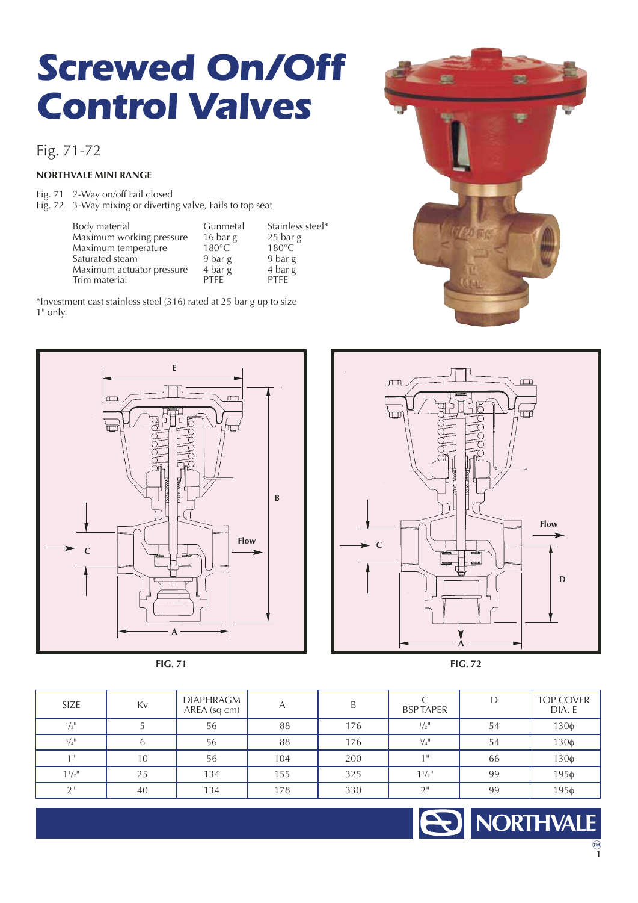# Screwed On/Off Control Valves

## Fig. 71-72

### NORTHVALE MINI RANGE

Fig. 71 2-Way on/off Fail closed
Fig. 72 3-Way mixing or diverting valve, Fails to top seat

| | Gunmetal | Stainless steel* |
|---|---|---|
| Body material | Gunmetal | Stainless steel* |
| Maximum working pressure | 16 bar g | 25 bar g |
| Maximum temperature | 180°C | 180°C |
| Saturated steam | 9 bar g | 9 bar g |
| Maximum actuator pressure | 4 bar g | 4 bar g |
| Trim material | PTFE | PTFE |

*Investment cast stainless steel (316) rated at 25 bar g up to size 1" only.

FIG. 71

FIG. 72

| SIZE | Kv | DIAPHRAGM AREA (sq cm) | A | B | C BSP TAPER | D | TOP COVER DIA. E |
|---|---|---|---|---|---|---|---|
| 1/2" | 5 | 56 | 88 | 176 | 1/2" | 54 | 130φ |
| 3/4" | 6 | 56 | 88 | 176 | 3/4" | 54 | 130φ |
| 1" | 10 | 56 | 104 | 200 | 1" | 66 | 130φ |
| 1 1/2" | 25 | 134 | 155 | 325 | 1 1/2" | 99 | 195φ |
| 2" | 40 | 134 | 178 | 330 | 2" | 99 | 195φ |

NORTHVALE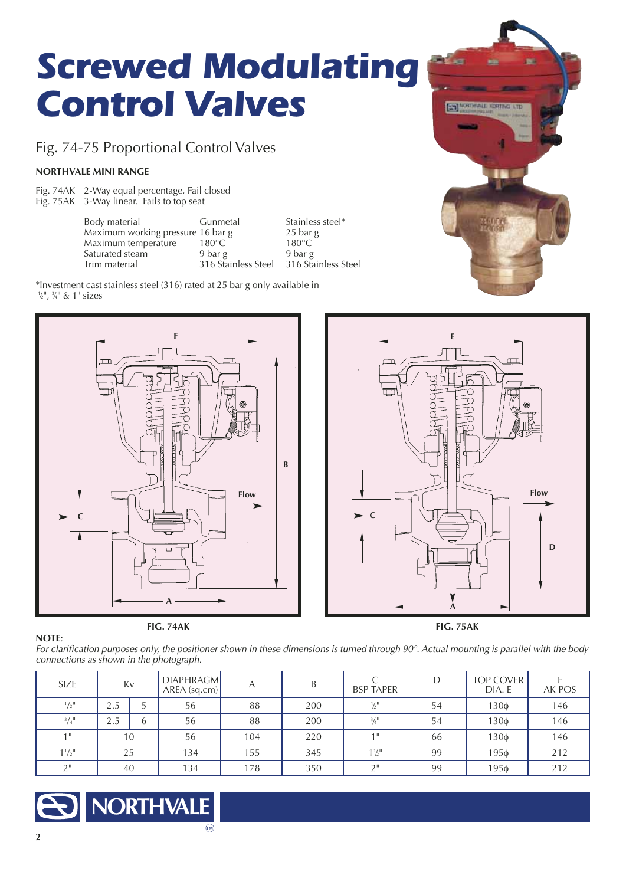# Screwed Modulating Control Valves

## Fig. 74-75 Proportional Control Valves

**NORTHVALE MINI RANGE**

Fig. 74AK 2-Way equal percentage, Fail closed
Fig. 75AK 3-Way linear. Fails to top seat

| | Gunmetal | Stainless steel* |
|---|---|---|
| Body material | Gunmetal | Stainless steel* |
| Maximum working pressure | 16 bar g | 25 bar g |
| Maximum temperature | 180°C | 180°C |
| Saturated steam | 9 bar g | 9 bar g |
| Trim material | 316 Stainless Steel | 316 Stainless Steel |

*Investment cast stainless steel (316) rated at 25 bar g only available in ½", ¾" & 1" sizes

**FIG. 74AK**

**FIG. 75AK**

**NOTE**:
*For clarification purposes only, the positioner shown in these dimensions is turned through 90°. Actual mounting is parallel with the body connections as shown in the photograph.*

| SIZE | Kv | | DIAPHRAGM AREA (sq.cm) | A | B | C BSP TAPER | D | TOP COVER DIA. E | F AK POS |
|---|---|---|---|---|---|---|---|---|---|
| ½" | 2.5 | 5 | 56 | 88 | 200 | ½" | 54 | 130ϕ | 146 |
| ¾" | 2.5 | 6 | 56 | 88 | 200 | ¾" | 54 | 130ϕ | 146 |
| 1" | 10 | | 56 | 104 | 220 | 1" | 66 | 130ϕ | 146 |
| 1½" | 25 | | 134 | 155 | 345 | 1½" | 99 | 195ϕ | 212 |
| 2" | 40 | | 134 | 178 | 350 | 2" | 99 | 195ϕ | 212 |

NORTHVALE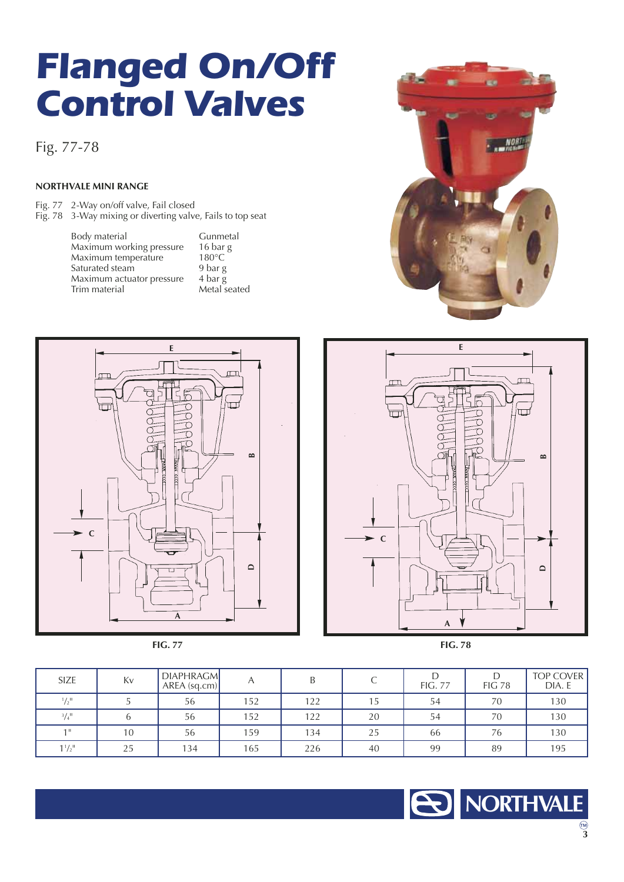# Flanged On/Off Control Valves

Fig. 77-78

**NORTHVALE MINI RANGE**

Fig. 77 2-Way on/off valve, Fail closed
Fig. 78 3-Way mixing or diverting valve, Fails to top seat

| | |
|---|---|
| Body material | Gunmetal |
| Maximum working pressure | 16 bar g |
| Maximum temperature | 180°C |
| Saturated steam | 9 bar g |
| Maximum actuator pressure | 4 bar g |
| Trim material | Metal seated |

**FIG. 77**

**FIG. 78**

| SIZE | Kv | DIAPHRAGM AREA (sq.cm) | A | B | C | D FIG. 77 | D FIG 78 | TOP COVER DIA. E |
|---|---|---|---|---|---|---|---|---|
| 1/2" | 5 | 56 | 152 | 122 | 15 | 54 | 70 | 130 |
| 3/4" | 6 | 56 | 152 | 122 | 20 | 54 | 70 | 130 |
| 1" | 10 | 56 | 159 | 134 | 25 | 66 | 76 | 130 |
| 1 1/2" | 25 | 134 | 165 | 226 | 40 | 99 | 89 | 195 |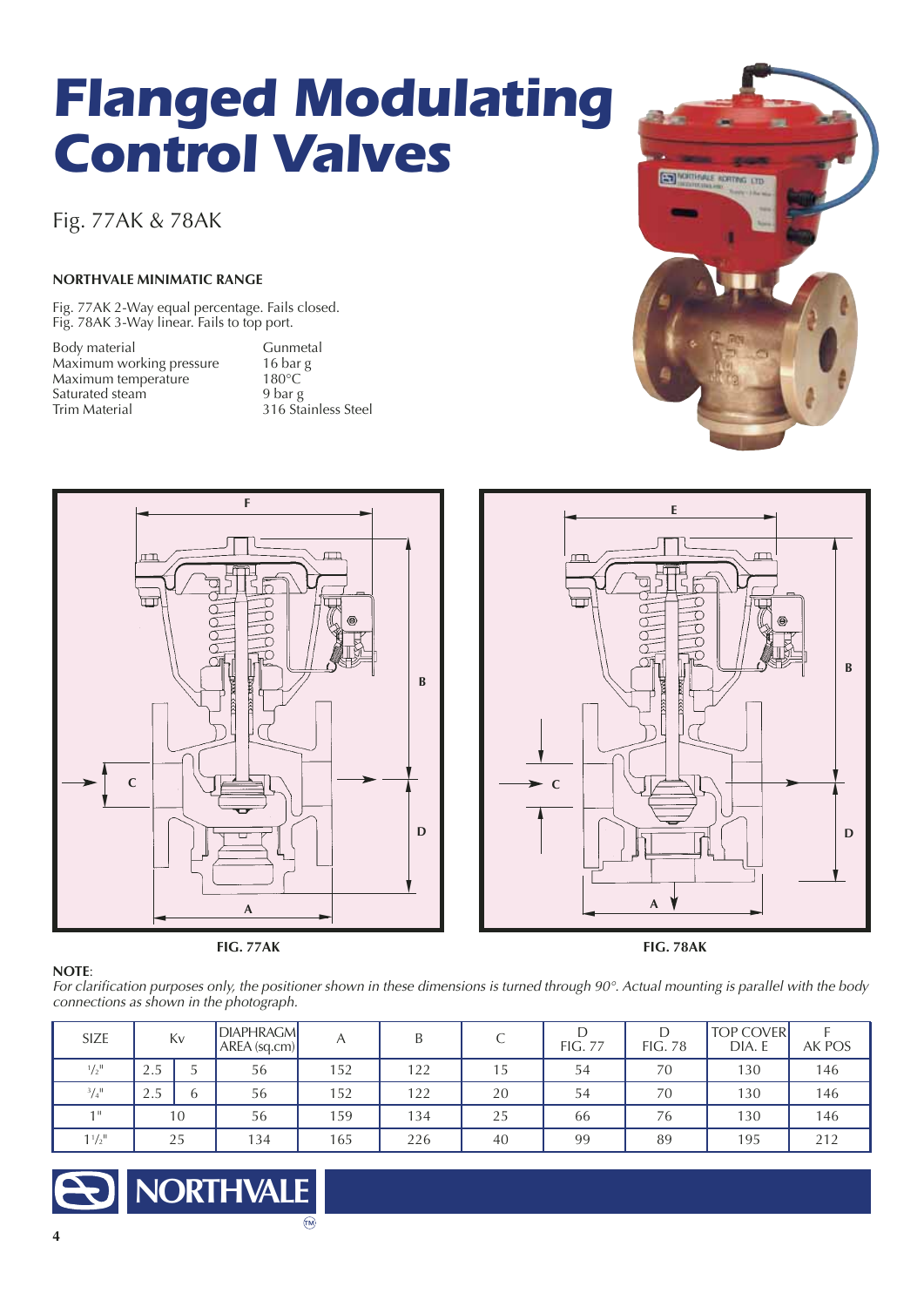# Flanged Modulating Control Valves

Fig. 77AK & 78AK

### NORTHVALE MINIMATIC RANGE

Fig. 77AK 2-Way equal percentage. Fails closed.
Fig. 78AK 3-Way linear. Fails to top port.

| | |
|---|---|
| Body material | Gunmetal |
| Maximum working pressure | 16 bar g |
| Maximum temperature | 180°C |
| Saturated steam | 9 bar g |
| Trim Material | 316 Stainless Steel |

FIG. 77AK

FIG. 78AK

**NOTE**:
*For clarification purposes only, the positioner shown in these dimensions is turned through 90°. Actual mounting is parallel with the body connections as shown in the photograph.*

| SIZE | Kv | | DIAPHRAGM AREA (sq.cm) | A | B | C | D FIG. 77 | D FIG. 78 | TOP COVER DIA. E | F AK POS |
|---|---|---|---|---|---|---|---|---|---|---|
| 1/2" | 2.5 | 5 | 56 | 152 | 122 | 15 | 54 | 70 | 130 | 146 |
| 3/4" | 2.5 | 6 | 56 | 152 | 122 | 20 | 54 | 70 | 130 | 146 |
| 1" | 10 | | 56 | 159 | 134 | 25 | 66 | 76 | 130 | 146 |
| 1 1/2" | 25 | | 134 | 165 | 226 | 40 | 99 | 89 | 195 | 212 |

NORTHVALE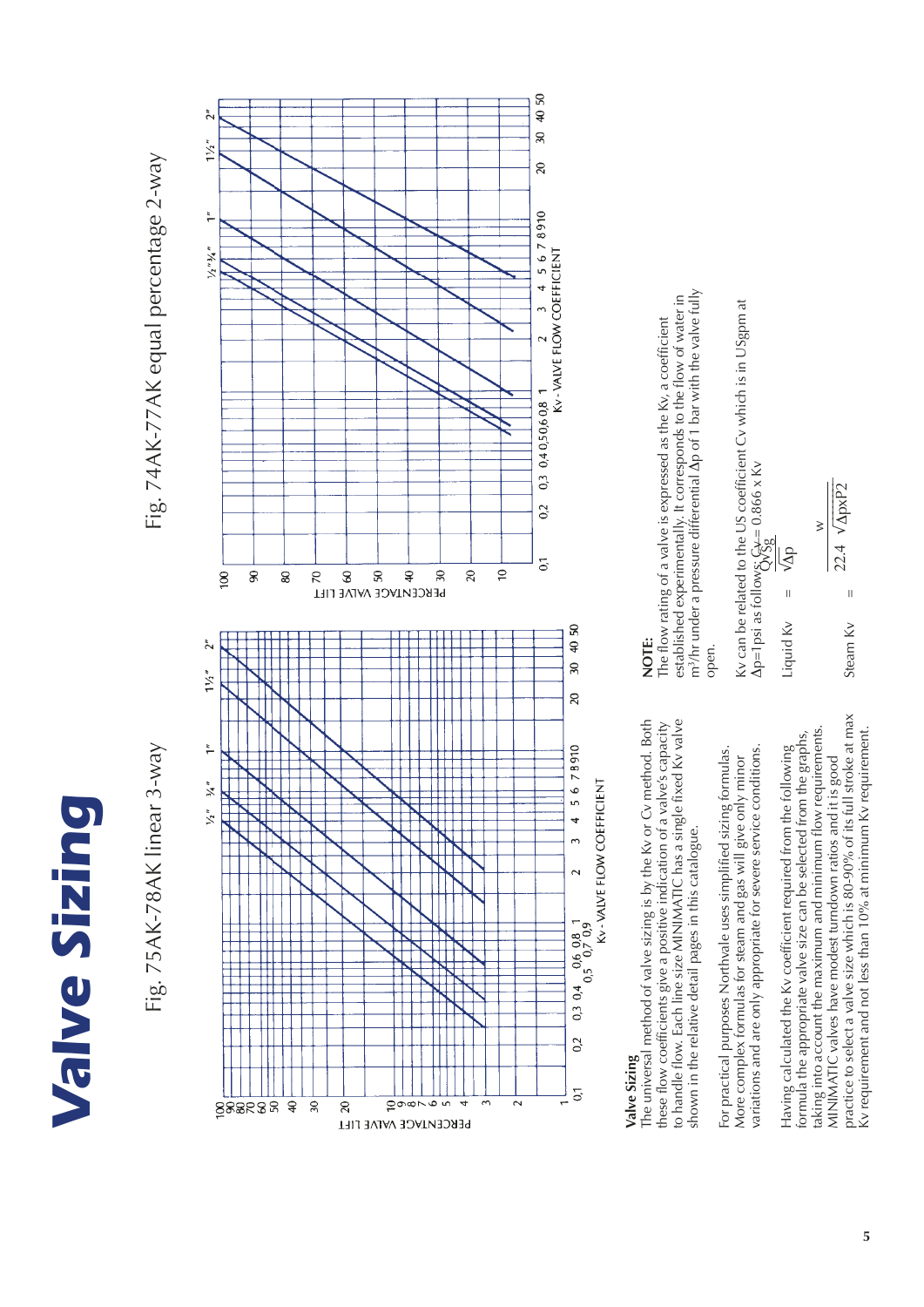# Valve Sizing

Fig. 75AK-78AK linear 3-way

Fig. 74AK-77AK equal percentage 2-way

### Valve Sizing

The universal method of valve sizing is by the Kv or Cv method. Both these flow coefficients give a positive indication of a valve's capacity to handle flow. Each line size MINIMATIC has a single fixed Kv valve shown in the relative detail pages in this catalogue.

For practical purposes Northvale uses simplified sizing formulas. More complex formulas for steam and gas will give only minor variations and are only appropriate for severe service conditions.

Having calculated the Kv coefficient required from the following formula the appropriate valve size can be selected from the graphs, taking into account the maximum and minimum flow requirements. MINIMATIC valves have modest turndown ratios and it is good practice to select a valve size which is 80-90% of its full stroke at max Kv requirement and not less than 10% at minimum Kv requirement.

**NOTE:**
The flow rating of a valve is expressed as the Kv, a coefficient established experimentally. It corresponds to the flow of water in $m^3/hr$ under a pressure differential $\Delta p$ of 1 bar with the valve fully open.

Kv can be related to the US coefficient Cv which is in USgpm at $\Delta p$=1psi as follows: Cv = 0.866 x Kv

Liquid Kv $= \dfrac{Q\sqrt{Sg}}{\sqrt{\Delta p}}$

Steam Kv $= \dfrac{W}{22.4\ \sqrt{\Delta p x P2}}$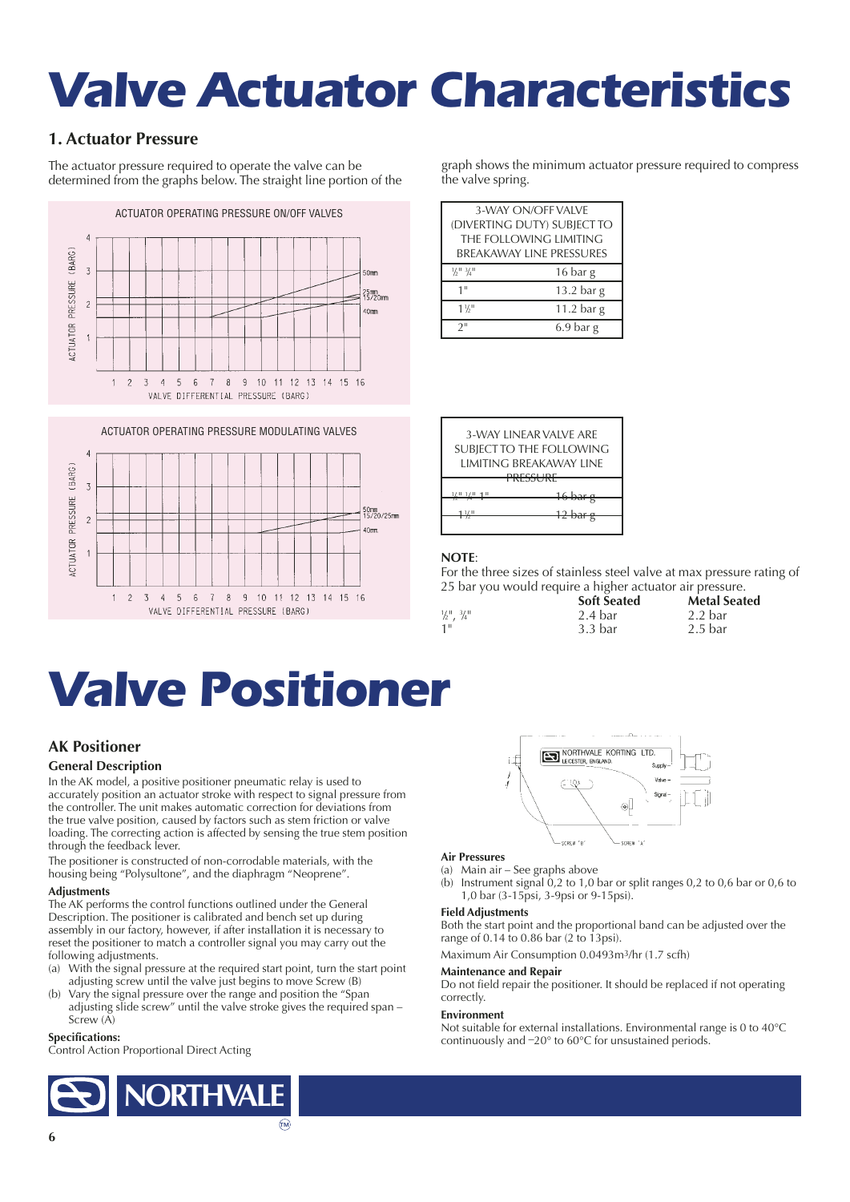# Valve Actuator Characteristics

## 1. Actuator Pressure

The actuator pressure required to operate the valve can be determined from the graphs below. The straight line portion of the graph shows the minimum actuator pressure required to compress the valve spring.

ACTUATOR OPERATING PRESSURE ON/OFF VALVES

ACTUATOR OPERATING PRESSURE MODULATING VALVES

| 3-WAY ON/OFF VALVE (DIVERTING DUTY) SUBJECT TO THE FOLLOWING LIMITING BREAKAWAY LINE PRESSURES | |
|---|---|
| ½" ¾" | 16 bar g |
| 1" | 13.2 bar g |
| 1½" | 11.2 bar g |
| 2" | 6.9 bar g |

| 3-WAY LINEAR VALVE ARE SUBJECT TO THE FOLLOWING LIMITING BREAKAWAY LINE PRESSURE | |
|---|---|
| ½" ¾" 1" | 16 bar g |
| 1½" | 12 bar g |

**NOTE**:
For the three sizes of stainless steel valve at max pressure rating of 25 bar you would require a higher actuator air pressure.

| | Soft Seated | Metal Seated |
|---|---|---|
| ½", ¾" | 2.4 bar | 2.2 bar |
| 1" | 3.3 bar | 2.5 bar |

# Valve Positioner

## AK Positioner

### General Description

In the AK model, a positive positioner pneumatic relay is used to accurately position an actuator stroke with respect to signal pressure from the controller. The unit makes automatic correction for deviations from the true valve position, caused by factors such as stem friction or valve loading. The correcting action is affected by sensing the true stem position through the feedback lever.

The positioner is constructed of non-corrodable materials, with the housing being "Polysultone", and the diaphragm "Neoprene".

#### Adjustments

The AK performs the control functions outlined under the General Description. The positioner is calibrated and bench set up during assembly in our factory, however, if after installation it is necessary to reset the positioner to match a controller signal you may carry out the following adjustments.

(a) With the signal pressure at the required start point, turn the start point adjusting screw until the valve just begins to move Screw (B)
(b) Vary the signal pressure over the range and position the "Span adjusting slide screw" until the valve stroke gives the required span – Screw (A)

#### Specifications:

Control Action Proportional Direct Acting

#### Air Pressures

(a) Main air – See graphs above
(b) Instrument signal 0,2 to 1,0 bar or split ranges 0,2 to 0,6 bar or 0,6 to 1,0 bar (3-15psi, 3-9psi or 9-15psi).

#### Field Adjustments

Both the start point and the proportional band can be adjusted over the range of 0.14 to 0.86 bar (2 to 13psi).

Maximum Air Consumption 0.0493m³/hr (1.7 scfh)

#### Maintenance and Repair

Do not field repair the positioner. It should be replaced if not operating correctly.

#### Environment

Not suitable for external installations. Environmental range is 0 to 40°C continuously and −20° to 60°C for unsustained periods.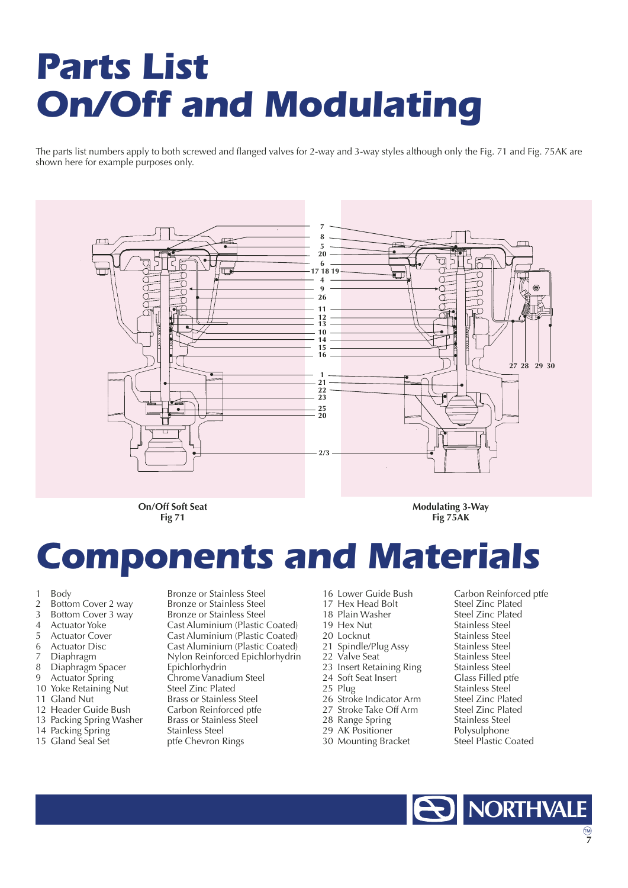# Parts List On/Off and Modulating

The parts list numbers apply to both screwed and flanged valves for 2-way and 3-way styles although only the Fig. 71 and Fig. 75AK are shown here for example purposes only.

On/Off Soft Seat
Fig 71

Modulating 3-Way
Fig 75AK

# Components and Materials

| No. | Component | Material |
|---|---|---|
| 1 | Body | Bronze or Stainless Steel |
| 2 | Bottom Cover 2 way | Bronze or Stainless Steel |
| 3 | Bottom Cover 3 way | Bronze or Stainless Steel |
| 4 | Actuator Yoke | Cast Aluminium (Plastic Coated) |
| 5 | Actuator Cover | Cast Aluminium (Plastic Coated) |
| 6 | Actuator Disc | Cast Aluminium (Plastic Coated) |
| 7 | Diaphragm | Nylon Reinforced Epichlorhydrin |
| 8 | Diaphragm Spacer | Epichlorhydrin |
| 9 | Actuator Spring | Chrome Vanadium Steel |
| 10 | Yoke Retaining Nut | Steel Zinc Plated |
| 11 | Gland Nut | Brass or Stainless Steel |
| 12 | Header Guide Bush | Carbon Reinforced ptfe |
| 13 | Packing Spring Washer | Brass or Stainless Steel |
| 14 | Packing Spring | Stainless Steel |
| 15 | Gland Seal Set | ptfe Chevron Rings |
| 16 | Lower Guide Bush | Carbon Reinforced ptfe |
| 17 | Hex Head Bolt | Steel Zinc Plated |
| 18 | Plain Washer | Steel Zinc Plated |
| 19 | Hex Nut | Stainless Steel |
| 20 | Locknut | Stainless Steel |
| 21 | Spindle/Plug Assy | Stainless Steel |
| 22 | Valve Seat | Stainless Steel |
| 23 | Insert Retaining Ring | Stainless Steel |
| 24 | Soft Seat Insert | Glass Filled ptfe |
| 25 | Plug | Stainless Steel |
| 26 | Stroke Indicator Arm | Steel Zinc Plated |
| 27 | Stroke Take Off Arm | Steel Zinc Plated |
| 28 | Range Spring | Stainless Steel |
| 29 | AK Positioner | Polysulphone |
| 30 | Mounting Bracket | Steel Plastic Coated |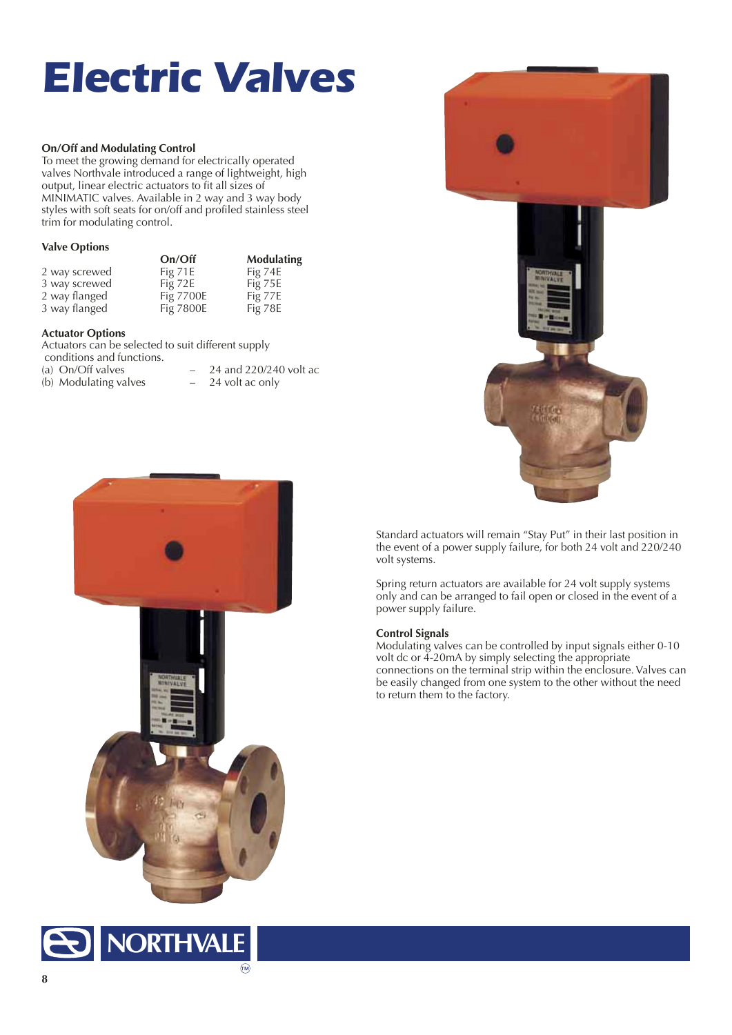# Electric Valves

### On/Off and Modulating Control

To meet the growing demand for electrically operated valves Northvale introduced a range of lightweight, high output, linear electric actuators to fit all sizes of MINIMATIC valves. Available in 2 way and 3 way body styles with soft seats for on/off and profiled stainless steel trim for modulating control.

### Valve Options

| | On/Off | Modulating |
|---|---|---|
| 2 way screwed | Fig 71E | Fig 74E |
| 3 way screwed | Fig 72E | Fig 75E |
| 2 way flanged | Fig 7700E | Fig 77E |
| 3 way flanged | Fig 7800E | Fig 78E |

### Actuator Options

Actuators can be selected to suit different supply conditions and functions.

(a) On/Off valves – 24 and 220/240 volt ac
(b) Modulating valves – 24 volt ac only

Standard actuators will remain "Stay Put" in their last position in the event of a power supply failure, for both 24 volt and 220/240 volt systems.

Spring return actuators are available for 24 volt supply systems only and can be arranged to fail open or closed in the event of a power supply failure.

### Control Signals

Modulating valves can be controlled by input signals either 0-10 volt dc or 4-20mA by simply selecting the appropriate connections on the terminal strip within the enclosure. Valves can be easily changed from one system to the other without the need to return them to the factory.

NORTHVALE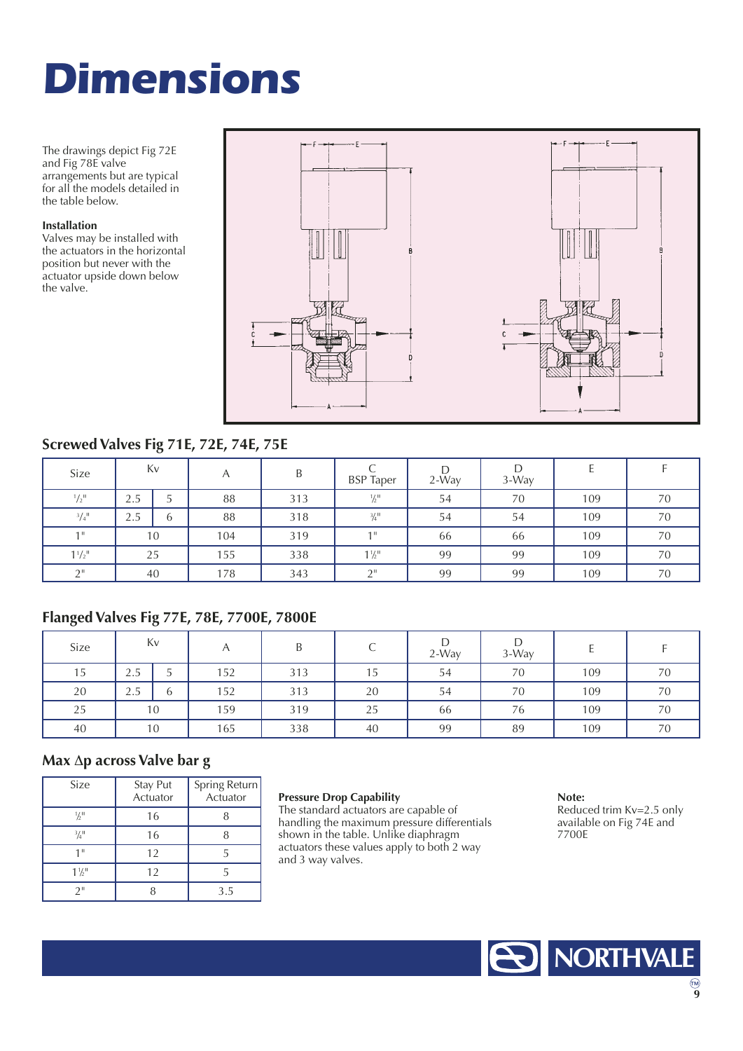# Dimensions

The drawings depict Fig 72E and Fig 78E valve arrangements but are typical for all the models detailed in the table below.

**Installation**
Valves may be installed with the actuators in the horizontal position but never with the actuator upside down below the valve.

## Screwed Valves Fig 71E, 72E, 74E, 75E

| Size | Kv | | A | B | C BSP Taper | D 2-Way | D 3-Way | E | F |
|---|---|---|---|---|---|---|---|---|---|
| ½" | 2.5 | 5 | 88 | 313 | ½" | 54 | 70 | 109 | 70 |
| ¾" | 2.5 | 6 | 88 | 318 | ¾" | 54 | 54 | 109 | 70 |
| 1" | 10 | | 104 | 319 | 1" | 66 | 66 | 109 | 70 |
| 1½" | 25 | | 155 | 338 | 1½" | 99 | 99 | 109 | 70 |
| 2" | 40 | | 178 | 343 | 2" | 99 | 99 | 109 | 70 |

## Flanged Valves Fig 77E, 78E, 7700E, 7800E

| Size | Kv | | A | B | C | D 2-Way | D 3-Way | E | F |
|---|---|---|---|---|---|---|---|---|---|
| 15 | 2.5 | 5 | 152 | 313 | 15 | 54 | 70 | 109 | 70 |
| 20 | 2.5 | 6 | 152 | 313 | 20 | 54 | 70 | 109 | 70 |
| 25 | 10 | | 159 | 319 | 25 | 66 | 76 | 109 | 70 |
| 40 | 10 | | 165 | 338 | 40 | 99 | 89 | 109 | 70 |

## Max Δp across Valve bar g

| Size | Stay Put Actuator | Spring Return Actuator |
|---|---|---|
| ½" | 16 | 8 |
| ¾" | 16 | 8 |
| 1" | 12 | 5 |
| 1½" | 12 | 5 |
| 2" | 8 | 3.5 |

**Pressure Drop Capability**
The standard actuators are capable of handling the maximum pressure differentials shown in the table. Unlike diaphragm actuators these values apply to both 2 way and 3 way valves.

**Note:**
Reduced trim Kv=2.5 only available on Fig 74E and 7700E

NORTHVALE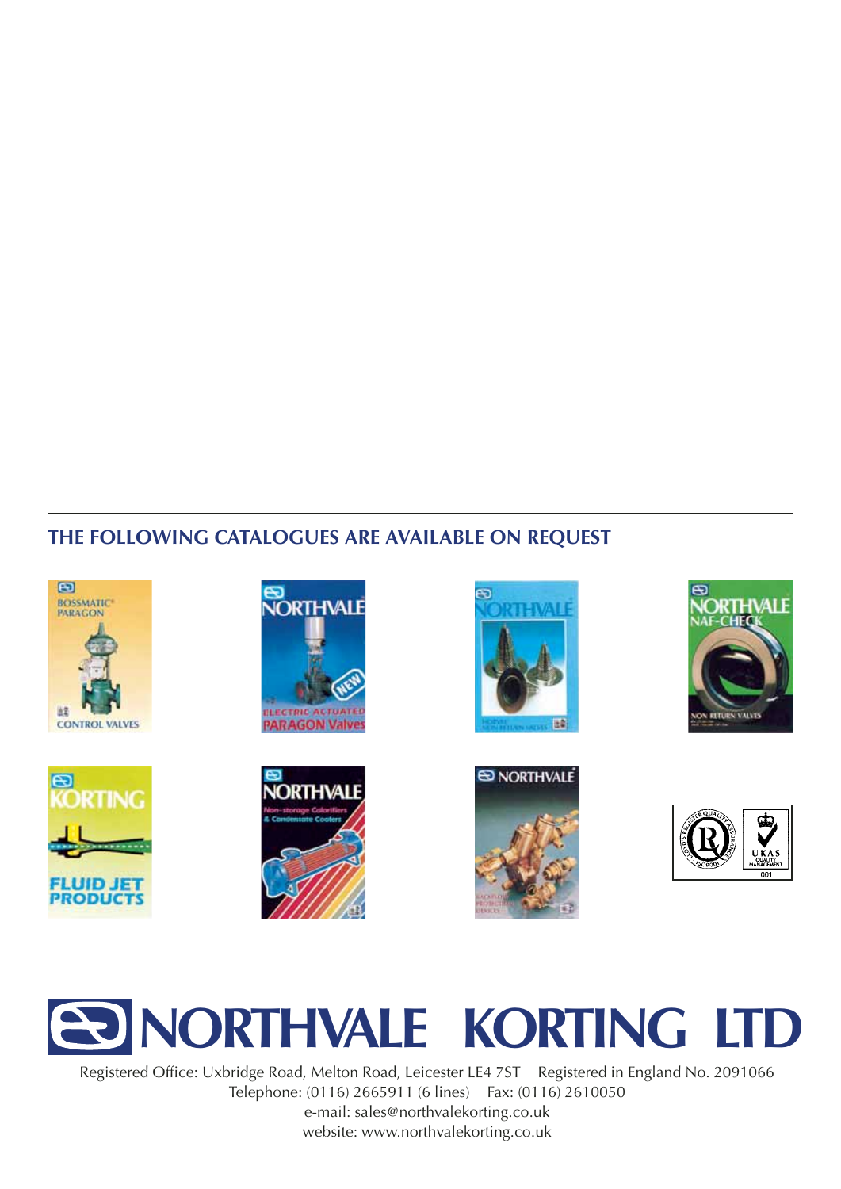## THE FOLLOWING CATALOGUES ARE AVAILABLE ON REQUEST

# NORTHVALE KORTING LTD

Registered Office: Uxbridge Road, Melton Road, Leicester LE4 7ST Registered in England No. 2091066
Telephone: (0116) 2665911 (6 lines) Fax: (0116) 2610050
e-mail: sales@northvalekorting.co.uk
website: www.northvalekorting.co.uk